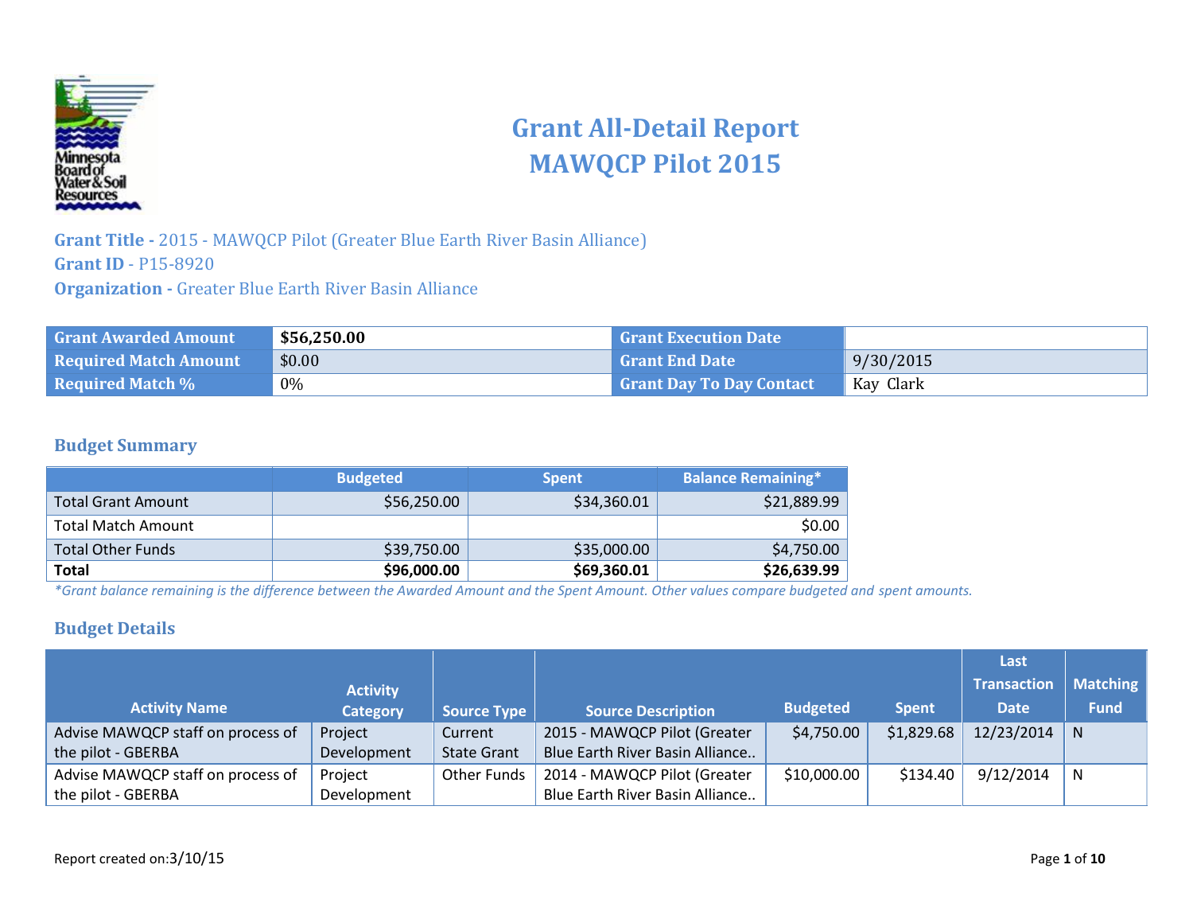# Grant All-Detail Report
# MAWQCP Pilot 2015

**Grant Title -** 2015 - MAWQCP Pilot (Greater Blue Earth River Basin Alliance)
**Grant ID** - P15-8920
**Organization -** Greater Blue Earth River Basin Alliance

| Grant Awarded Amount | $56,250.00 | Grant Execution Date | |
|---|---|---|---|
| Required Match Amount | $0.00 | Grant End Date | 9/30/2015 |
| Required Match % | 0% | Grant Day To Day Contact | Kay Clark |

## Budget Summary

| | Budgeted | Spent | Balance Remaining* |
|---|---|---|---|
| Total Grant Amount | $56,250.00 | $34,360.01 | $21,889.99 |
| Total Match Amount | | | $0.00 |
| Total Other Funds | $39,750.00 | $35,000.00 | $4,750.00 |
| **Total** | **$96,000.00** | **$69,360.01** | **$26,639.99** |

*\*Grant balance remaining is the difference between the Awarded Amount and the Spent Amount. Other values compare budgeted and spent amounts.*

## Budget Details

| Activity Name | Activity Category | Source Type | Source Description | Budgeted | Spent | Last Transaction Date | Matching Fund |
|---|---|---|---|---|---|---|---|
| Advise MAWQCP staff on process of the pilot - GBERBA | Project Development | Current State Grant | 2015 - MAWQCP Pilot (Greater Blue Earth River Basin Alliance.. | $4,750.00 | $1,829.68 | 12/23/2014 | N |
| Advise MAWQCP staff on process of the pilot - GBERBA | Project Development | Other Funds | 2014 - MAWQCP Pilot (Greater Blue Earth River Basin Alliance.. | $10,000.00 | $134.40 | 9/12/2014 | N |

Report created on:3/10/15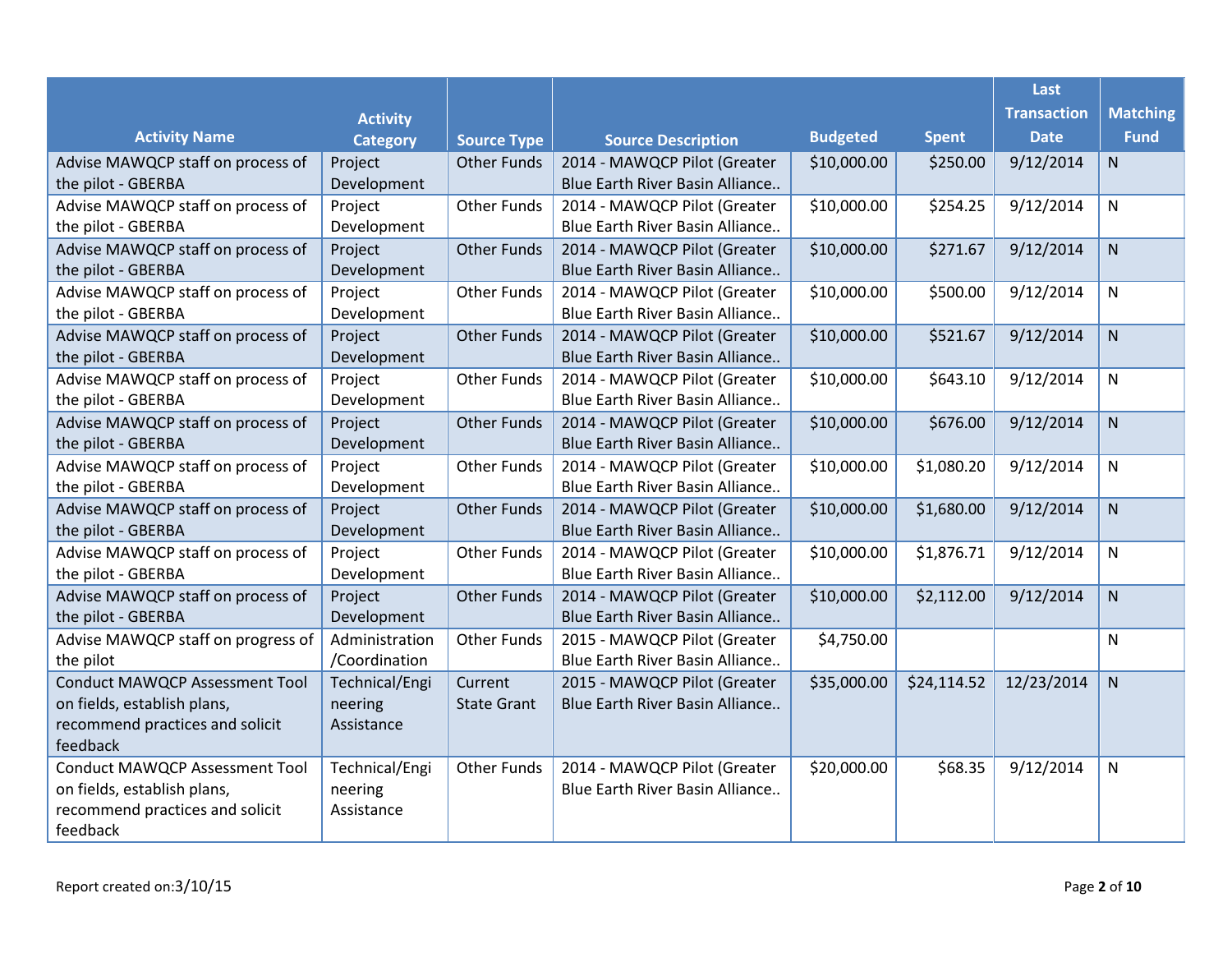| Activity Name | Activity Category | Source Type | Source Description | Budgeted | Spent | Last Transaction Date | Matching Fund |
|---|---|---|---|---|---|---|---|
| Advise MAWQCP staff on process of the pilot - GBERBA | Project Development | Other Funds | 2014 - MAWQCP Pilot (Greater Blue Earth River Basin Alliance.. | $10,000.00 | $250.00 | 9/12/2014 | N |
| Advise MAWQCP staff on process of the pilot - GBERBA | Project Development | Other Funds | 2014 - MAWQCP Pilot (Greater Blue Earth River Basin Alliance.. | $10,000.00 | $254.25 | 9/12/2014 | N |
| Advise MAWQCP staff on process of the pilot - GBERBA | Project Development | Other Funds | 2014 - MAWQCP Pilot (Greater Blue Earth River Basin Alliance.. | $10,000.00 | $271.67 | 9/12/2014 | N |
| Advise MAWQCP staff on process of the pilot - GBERBA | Project Development | Other Funds | 2014 - MAWQCP Pilot (Greater Blue Earth River Basin Alliance.. | $10,000.00 | $500.00 | 9/12/2014 | N |
| Advise MAWQCP staff on process of the pilot - GBERBA | Project Development | Other Funds | 2014 - MAWQCP Pilot (Greater Blue Earth River Basin Alliance.. | $10,000.00 | $521.67 | 9/12/2014 | N |
| Advise MAWQCP staff on process of the pilot - GBERBA | Project Development | Other Funds | 2014 - MAWQCP Pilot (Greater Blue Earth River Basin Alliance.. | $10,000.00 | $643.10 | 9/12/2014 | N |
| Advise MAWQCP staff on process of the pilot - GBERBA | Project Development | Other Funds | 2014 - MAWQCP Pilot (Greater Blue Earth River Basin Alliance.. | $10,000.00 | $676.00 | 9/12/2014 | N |
| Advise MAWQCP staff on process of the pilot - GBERBA | Project Development | Other Funds | 2014 - MAWQCP Pilot (Greater Blue Earth River Basin Alliance.. | $10,000.00 | $1,080.20 | 9/12/2014 | N |
| Advise MAWQCP staff on process of the pilot - GBERBA | Project Development | Other Funds | 2014 - MAWQCP Pilot (Greater Blue Earth River Basin Alliance.. | $10,000.00 | $1,680.00 | 9/12/2014 | N |
| Advise MAWQCP staff on process of the pilot - GBERBA | Project Development | Other Funds | 2014 - MAWQCP Pilot (Greater Blue Earth River Basin Alliance.. | $10,000.00 | $1,876.71 | 9/12/2014 | N |
| Advise MAWQCP staff on process of the pilot - GBERBA | Project Development | Other Funds | 2014 - MAWQCP Pilot (Greater Blue Earth River Basin Alliance.. | $10,000.00 | $2,112.00 | 9/12/2014 | N |
| Advise MAWQCP staff on progress of the pilot | Administration /Coordination | Other Funds | 2015 - MAWQCP Pilot (Greater Blue Earth River Basin Alliance.. | $4,750.00 | | | N |
| Conduct MAWQCP Assessment Tool on fields, establish plans, recommend practices and solicit feedback | Technical/Engineering Assistance | Current State Grant | 2015 - MAWQCP Pilot (Greater Blue Earth River Basin Alliance.. | $35,000.00 | $24,114.52 | 12/23/2014 | N |
| Conduct MAWQCP Assessment Tool on fields, establish plans, recommend practices and solicit feedback | Technical/Engineering Assistance | Other Funds | 2014 - MAWQCP Pilot (Greater Blue Earth River Basin Alliance.. | $20,000.00 | $68.35 | 9/12/2014 | N |

Report created on:3/10/15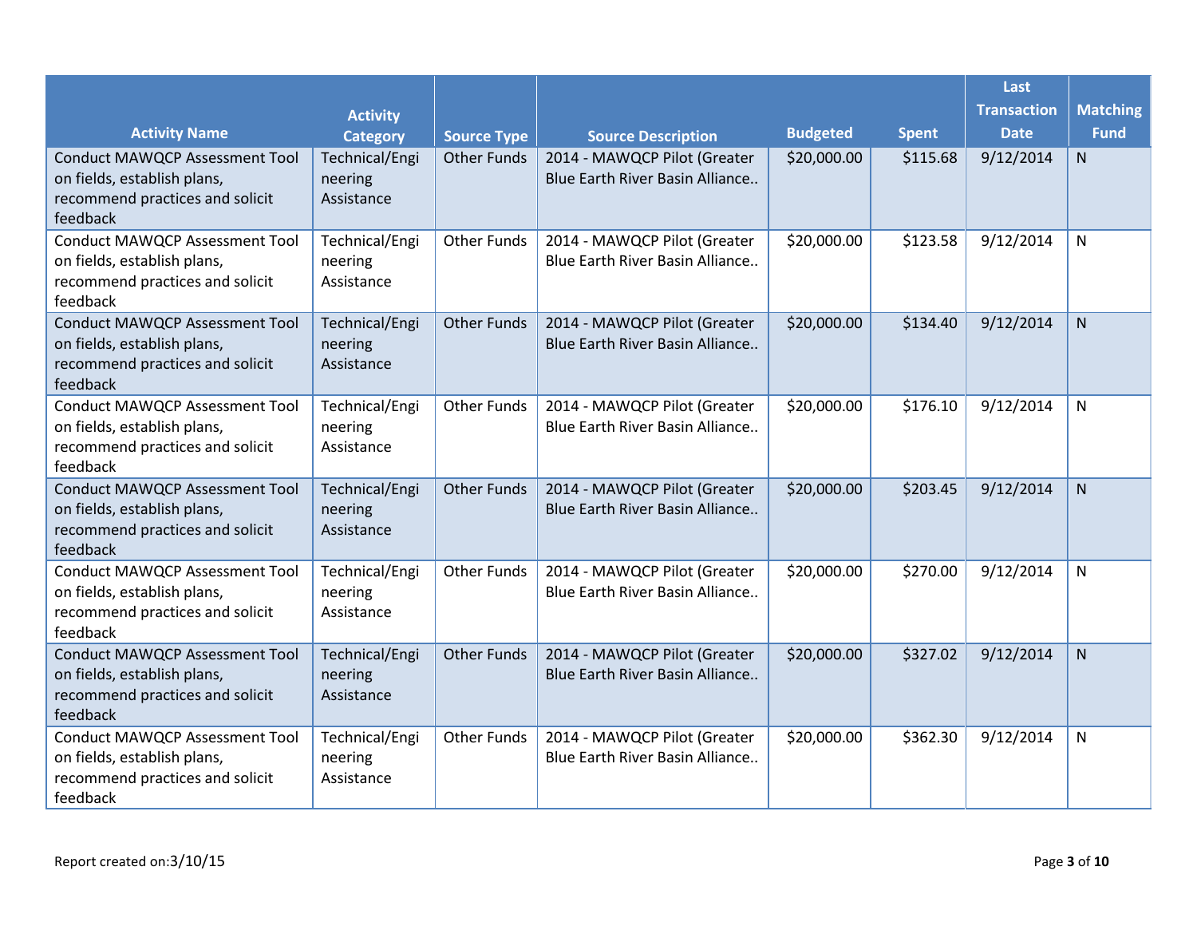| Activity Name | Activity Category | Source Type | Source Description | Budgeted | Spent | Last Transaction Date | Matching Fund |
|---|---|---|---|---|---|---|---|
| Conduct MAWQCP Assessment Tool on fields, establish plans, recommend practices and solicit feedback | Technical/Engineering Assistance | Other Funds | 2014 - MAWQCP Pilot (Greater Blue Earth River Basin Alliance.. | $20,000.00 | $115.68 | 9/12/2014 | N |
| Conduct MAWQCP Assessment Tool on fields, establish plans, recommend practices and solicit feedback | Technical/Engineering Assistance | Other Funds | 2014 - MAWQCP Pilot (Greater Blue Earth River Basin Alliance.. | $20,000.00 | $123.58 | 9/12/2014 | N |
| Conduct MAWQCP Assessment Tool on fields, establish plans, recommend practices and solicit feedback | Technical/Engineering Assistance | Other Funds | 2014 - MAWQCP Pilot (Greater Blue Earth River Basin Alliance.. | $20,000.00 | $134.40 | 9/12/2014 | N |
| Conduct MAWQCP Assessment Tool on fields, establish plans, recommend practices and solicit feedback | Technical/Engineering Assistance | Other Funds | 2014 - MAWQCP Pilot (Greater Blue Earth River Basin Alliance.. | $20,000.00 | $176.10 | 9/12/2014 | N |
| Conduct MAWQCP Assessment Tool on fields, establish plans, recommend practices and solicit feedback | Technical/Engineering Assistance | Other Funds | 2014 - MAWQCP Pilot (Greater Blue Earth River Basin Alliance.. | $20,000.00 | $203.45 | 9/12/2014 | N |
| Conduct MAWQCP Assessment Tool on fields, establish plans, recommend practices and solicit feedback | Technical/Engineering Assistance | Other Funds | 2014 - MAWQCP Pilot (Greater Blue Earth River Basin Alliance.. | $20,000.00 | $270.00 | 9/12/2014 | N |
| Conduct MAWQCP Assessment Tool on fields, establish plans, recommend practices and solicit feedback | Technical/Engineering Assistance | Other Funds | 2014 - MAWQCP Pilot (Greater Blue Earth River Basin Alliance.. | $20,000.00 | $327.02 | 9/12/2014 | N |
| Conduct MAWQCP Assessment Tool on fields, establish plans, recommend practices and solicit feedback | Technical/Engineering Assistance | Other Funds | 2014 - MAWQCP Pilot (Greater Blue Earth River Basin Alliance.. | $20,000.00 | $362.30 | 9/12/2014 | N |

Report created on:3/10/15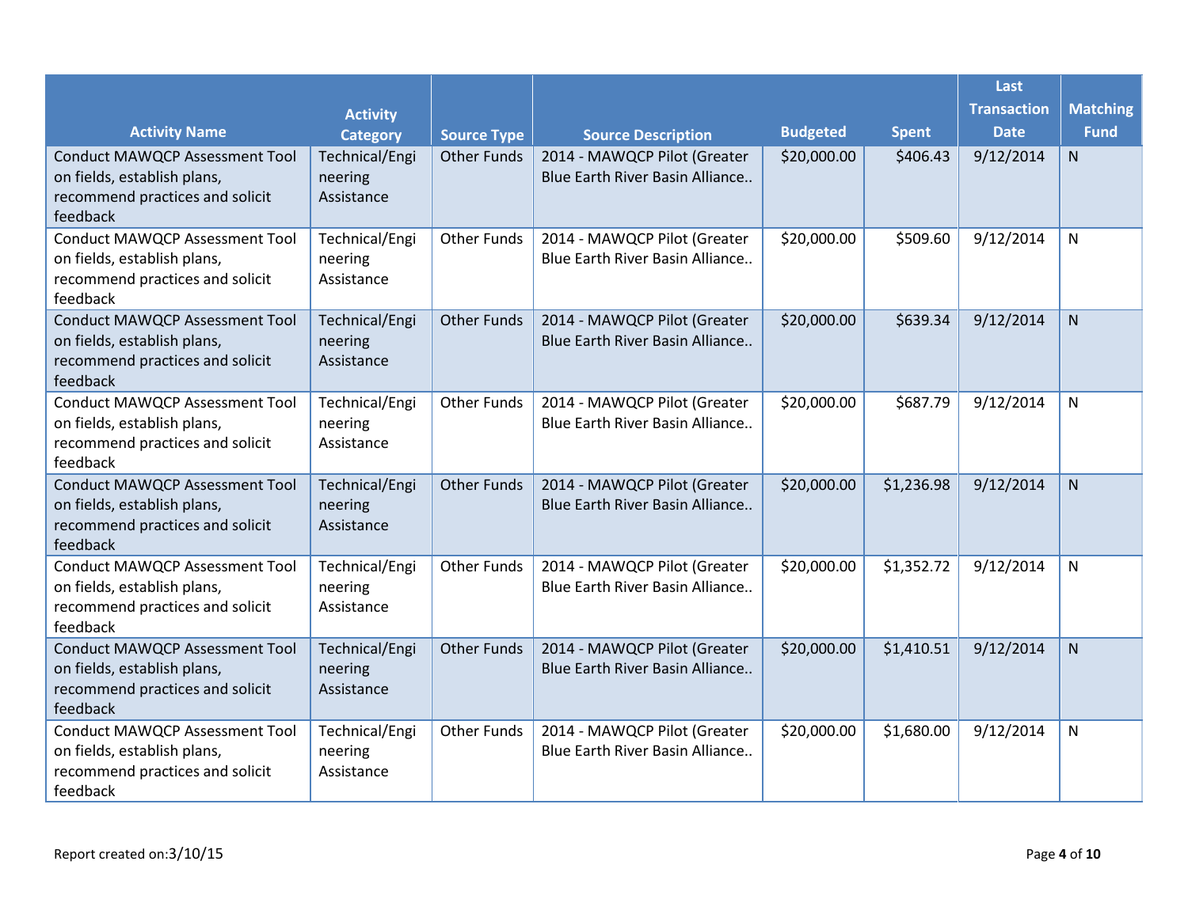| Activity Name | Activity Category | Source Type | Source Description | Budgeted | Spent | Last Transaction Date | Matching Fund |
|---|---|---|---|---|---|---|---|
| Conduct MAWQCP Assessment Tool on fields, establish plans, recommend practices and solicit feedback | Technical/Engineering Assistance | Other Funds | 2014 - MAWQCP Pilot (Greater Blue Earth River Basin Alliance.. | $20,000.00 | $406.43 | 9/12/2014 | N |
| Conduct MAWQCP Assessment Tool on fields, establish plans, recommend practices and solicit feedback | Technical/Engineering Assistance | Other Funds | 2014 - MAWQCP Pilot (Greater Blue Earth River Basin Alliance.. | $20,000.00 | $509.60 | 9/12/2014 | N |
| Conduct MAWQCP Assessment Tool on fields, establish plans, recommend practices and solicit feedback | Technical/Engineering Assistance | Other Funds | 2014 - MAWQCP Pilot (Greater Blue Earth River Basin Alliance.. | $20,000.00 | $639.34 | 9/12/2014 | N |
| Conduct MAWQCP Assessment Tool on fields, establish plans, recommend practices and solicit feedback | Technical/Engineering Assistance | Other Funds | 2014 - MAWQCP Pilot (Greater Blue Earth River Basin Alliance.. | $20,000.00 | $687.79 | 9/12/2014 | N |
| Conduct MAWQCP Assessment Tool on fields, establish plans, recommend practices and solicit feedback | Technical/Engineering Assistance | Other Funds | 2014 - MAWQCP Pilot (Greater Blue Earth River Basin Alliance.. | $20,000.00 | $1,236.98 | 9/12/2014 | N |
| Conduct MAWQCP Assessment Tool on fields, establish plans, recommend practices and solicit feedback | Technical/Engineering Assistance | Other Funds | 2014 - MAWQCP Pilot (Greater Blue Earth River Basin Alliance.. | $20,000.00 | $1,352.72 | 9/12/2014 | N |
| Conduct MAWQCP Assessment Tool on fields, establish plans, recommend practices and solicit feedback | Technical/Engineering Assistance | Other Funds | 2014 - MAWQCP Pilot (Greater Blue Earth River Basin Alliance.. | $20,000.00 | $1,410.51 | 9/12/2014 | N |
| Conduct MAWQCP Assessment Tool on fields, establish plans, recommend practices and solicit feedback | Technical/Engineering Assistance | Other Funds | 2014 - MAWQCP Pilot (Greater Blue Earth River Basin Alliance.. | $20,000.00 | $1,680.00 | 9/12/2014 | N |

Report created on:3/10/15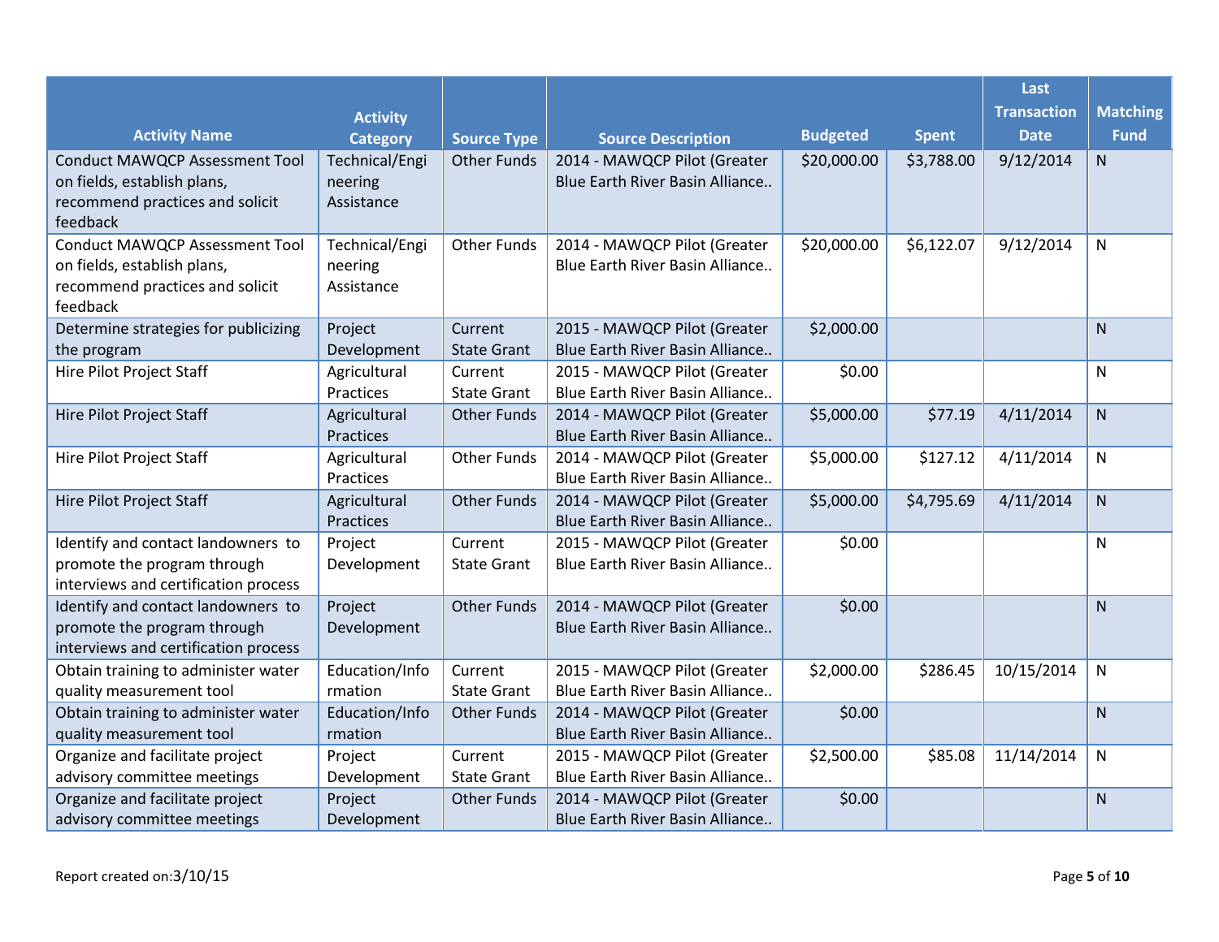| Activity Name | Activity Category | Source Type | Source Description | Budgeted | Spent | Last Transaction Date | Matching Fund |
|---|---|---|---|---|---|---|---|
| Conduct MAWQCP Assessment Tool on fields, establish plans, recommend practices and solicit feedback | Technical/Engineering Assistance | Other Funds | 2014 - MAWQCP Pilot (Greater Blue Earth River Basin Alliance.. | $20,000.00 | $3,788.00 | 9/12/2014 | N |
| Conduct MAWQCP Assessment Tool on fields, establish plans, recommend practices and solicit feedback | Technical/Engineering Assistance | Other Funds | 2014 - MAWQCP Pilot (Greater Blue Earth River Basin Alliance.. | $20,000.00 | $6,122.07 | 9/12/2014 | N |
| Determine strategies for publicizing the program | Project Development | Current State Grant | 2015 - MAWQCP Pilot (Greater Blue Earth River Basin Alliance.. | $2,000.00 | | | N |
| Hire Pilot Project Staff | Agricultural Practices | Current State Grant | 2015 - MAWQCP Pilot (Greater Blue Earth River Basin Alliance.. | $0.00 | | | N |
| Hire Pilot Project Staff | Agricultural Practices | Other Funds | 2014 - MAWQCP Pilot (Greater Blue Earth River Basin Alliance.. | $5,000.00 | $77.19 | 4/11/2014 | N |
| Hire Pilot Project Staff | Agricultural Practices | Other Funds | 2014 - MAWQCP Pilot (Greater Blue Earth River Basin Alliance.. | $5,000.00 | $127.12 | 4/11/2014 | N |
| Hire Pilot Project Staff | Agricultural Practices | Other Funds | 2014 - MAWQCP Pilot (Greater Blue Earth River Basin Alliance.. | $5,000.00 | $4,795.69 | 4/11/2014 | N |
| Identify and contact landowners to promote the program through interviews and certification process | Project Development | Current State Grant | 2015 - MAWQCP Pilot (Greater Blue Earth River Basin Alliance.. | $0.00 | | | N |
| Identify and contact landowners to promote the program through interviews and certification process | Project Development | Other Funds | 2014 - MAWQCP Pilot (Greater Blue Earth River Basin Alliance.. | $0.00 | | | N |
| Obtain training to administer water quality measurement tool | Education/Information | Current State Grant | 2015 - MAWQCP Pilot (Greater Blue Earth River Basin Alliance.. | $2,000.00 | $286.45 | 10/15/2014 | N |
| Obtain training to administer water quality measurement tool | Education/Information | Other Funds | 2014 - MAWQCP Pilot (Greater Blue Earth River Basin Alliance.. | $0.00 | | | N |
| Organize and facilitate project advisory committee meetings | Project Development | Current State Grant | 2015 - MAWQCP Pilot (Greater Blue Earth River Basin Alliance.. | $2,500.00 | $85.08 | 11/14/2014 | N |
| Organize and facilitate project advisory committee meetings | Project Development | Other Funds | 2014 - MAWQCP Pilot (Greater Blue Earth River Basin Alliance.. | $0.00 | | | N |

Report created on:3/10/15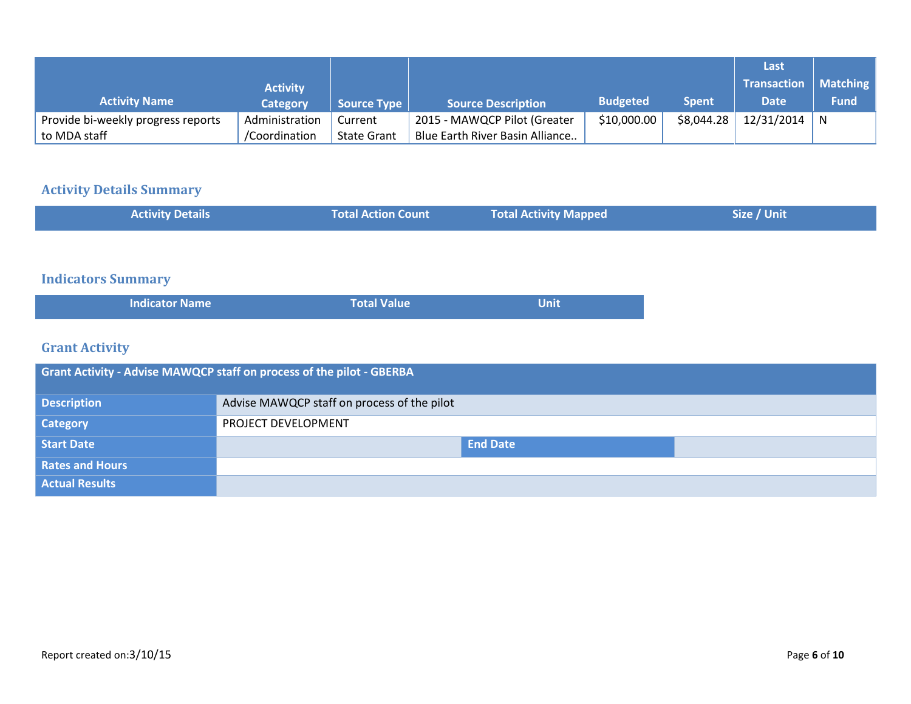| Activity Name | Activity Category | Source Type | Source Description | Budgeted | Spent | Last Transaction Date | Matching Fund |
|---|---|---|---|---|---|---|---|
| Provide bi-weekly progress reports to MDA staff | Administration /Coordination | Current State Grant | 2015 - MAWQCP Pilot (Greater Blue Earth River Basin Alliance.. | $10,000.00 | $8,044.28 | 12/31/2014 | N |

## Activity Details Summary

| Activity Details | Total Action Count | Total Activity Mapped | Size / Unit |
|---|---|---|---|

## Indicators Summary

| Indicator Name | Total Value | Unit |
|---|---|---|

## Grant Activity

| Grant Activity - Advise MAWQCP staff on process of the pilot - GBERBA | | | |
|---|---|---|---|
| **Description** | Advise MAWQCP staff on process of the pilot | | |
| **Category** | PROJECT DEVELOPMENT | | |
| **Start Date** | | **End Date** | |
| **Rates and Hours** | | | |
| **Actual Results** | | | |

Report created on:3/10/15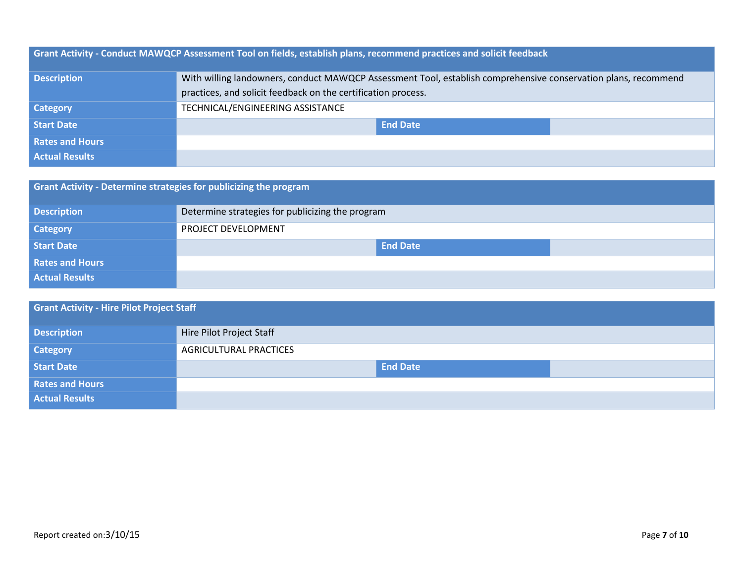| Grant Activity - Conduct MAWQCP Assessment Tool on fields, establish plans, recommend practices and solicit feedback | | | |
|---|---|---|---|
| **Description** | With willing landowners, conduct MAWQCP Assessment Tool, establish comprehensive conservation plans, recommend practices, and solicit feedback on the certification process. | | |
| **Category** | TECHNICAL/ENGINEERING ASSISTANCE | | |
| **Start Date** | | **End Date** | |
| **Rates and Hours** | | | |
| **Actual Results** | | | |

| Grant Activity - Determine strategies for publicizing the program | | | |
|---|---|---|---|
| **Description** | Determine strategies for publicizing the program | | |
| **Category** | PROJECT DEVELOPMENT | | |
| **Start Date** | | **End Date** | |
| **Rates and Hours** | | | |
| **Actual Results** | | | |

| Grant Activity - Hire Pilot Project Staff | | | |
|---|---|---|---|
| **Description** | Hire Pilot Project Staff | | |
| **Category** | AGRICULTURAL PRACTICES | | |
| **Start Date** | | **End Date** | |
| **Rates and Hours** | | | |
| **Actual Results** | | | |

Report created on:3/10/15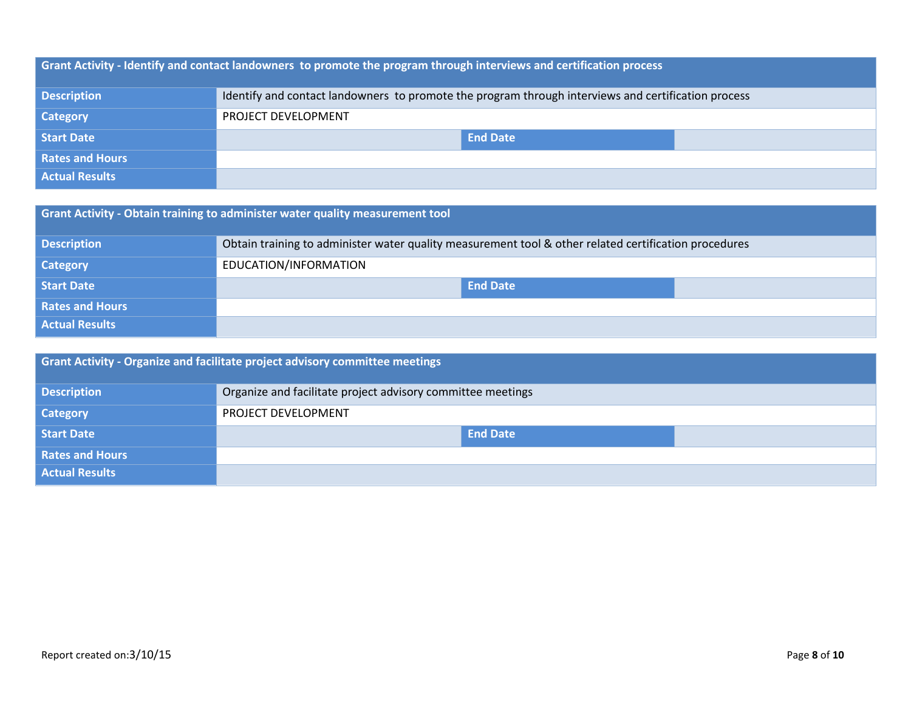| Grant Activity - Identify and contact landowners  to promote the program through interviews and certification process | | | |
|---|---|---|---|
| Description | Identify and contact landowners  to promote the program through interviews and certification process | | |
| Category | PROJECT DEVELOPMENT | | |
| Start Date | | End Date | |
| Rates and Hours | | | |
| Actual Results | | | |

| Grant Activity - Obtain training to administer water quality measurement tool | | | |
|---|---|---|---|
| Description | Obtain training to administer water quality measurement tool & other related certification procedures | | |
| Category | EDUCATION/INFORMATION | | |
| Start Date | | End Date | |
| Rates and Hours | | | |
| Actual Results | | | |

| Grant Activity - Organize and facilitate project advisory committee meetings | | | |
|---|---|---|---|
| Description | Organize and facilitate project advisory committee meetings | | |
| Category | PROJECT DEVELOPMENT | | |
| Start Date | | End Date | |
| Rates and Hours | | | |
| Actual Results | | | |

Report created on:3/10/15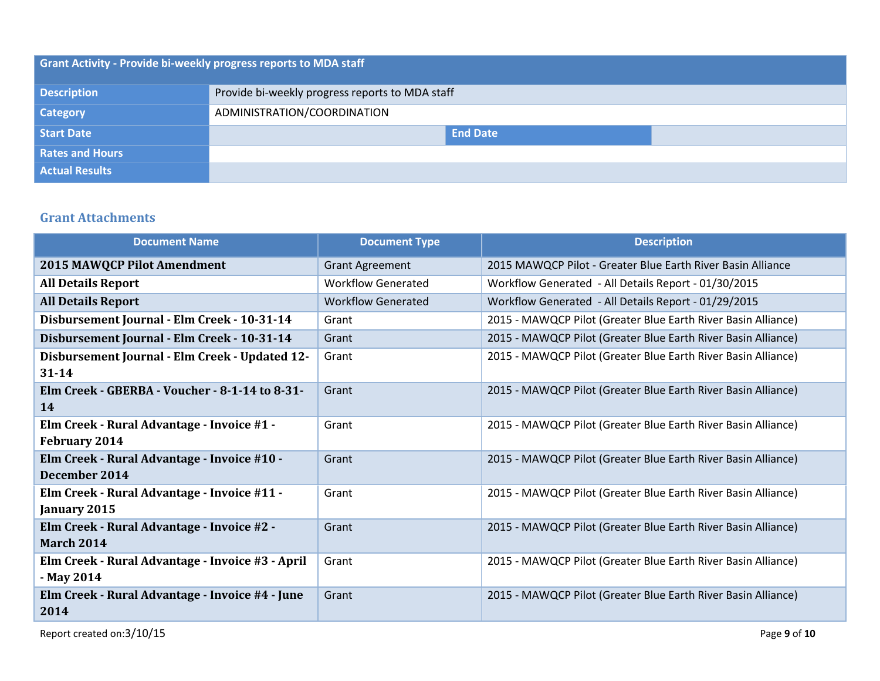| Grant Activity - Provide bi-weekly progress reports to MDA staff | | | |
|---|---|---|---|
| **Description** | Provide bi-weekly progress reports to MDA staff | | |
| **Category** | ADMINISTRATION/COORDINATION | | |
| **Start Date** | | **End Date** | |
| **Rates and Hours** | | | |
| **Actual Results** | | | |

## Grant Attachments

| Document Name | Document Type | Description |
|---|---|---|
| **2015 MAWQCP Pilot Amendment** | Grant Agreement | 2015 MAWQCP Pilot - Greater Blue Earth River Basin Alliance |
| **All Details Report** | Workflow Generated | Workflow Generated - All Details Report - 01/30/2015 |
| **All Details Report** | Workflow Generated | Workflow Generated - All Details Report - 01/29/2015 |
| **Disbursement Journal - Elm Creek - 10-31-14** | Grant | 2015 - MAWQCP Pilot (Greater Blue Earth River Basin Alliance) |
| **Disbursement Journal - Elm Creek - 10-31-14** | Grant | 2015 - MAWQCP Pilot (Greater Blue Earth River Basin Alliance) |
| **Disbursement Journal - Elm Creek - Updated 12-31-14** | Grant | 2015 - MAWQCP Pilot (Greater Blue Earth River Basin Alliance) |
| **Elm Creek - GBERBA - Voucher - 8-1-14 to 8-31-14** | Grant | 2015 - MAWQCP Pilot (Greater Blue Earth River Basin Alliance) |
| **Elm Creek - Rural Advantage - Invoice #1 - February 2014** | Grant | 2015 - MAWQCP Pilot (Greater Blue Earth River Basin Alliance) |
| **Elm Creek - Rural Advantage - Invoice #10 - December 2014** | Grant | 2015 - MAWQCP Pilot (Greater Blue Earth River Basin Alliance) |
| **Elm Creek - Rural Advantage - Invoice #11 - January 2015** | Grant | 2015 - MAWQCP Pilot (Greater Blue Earth River Basin Alliance) |
| **Elm Creek - Rural Advantage - Invoice #2 - March 2014** | Grant | 2015 - MAWQCP Pilot (Greater Blue Earth River Basin Alliance) |
| **Elm Creek - Rural Advantage - Invoice #3 - April - May 2014** | Grant | 2015 - MAWQCP Pilot (Greater Blue Earth River Basin Alliance) |
| **Elm Creek - Rural Advantage - Invoice #4 - June 2014** | Grant | 2015 - MAWQCP Pilot (Greater Blue Earth River Basin Alliance) |

Report created on:3/10/15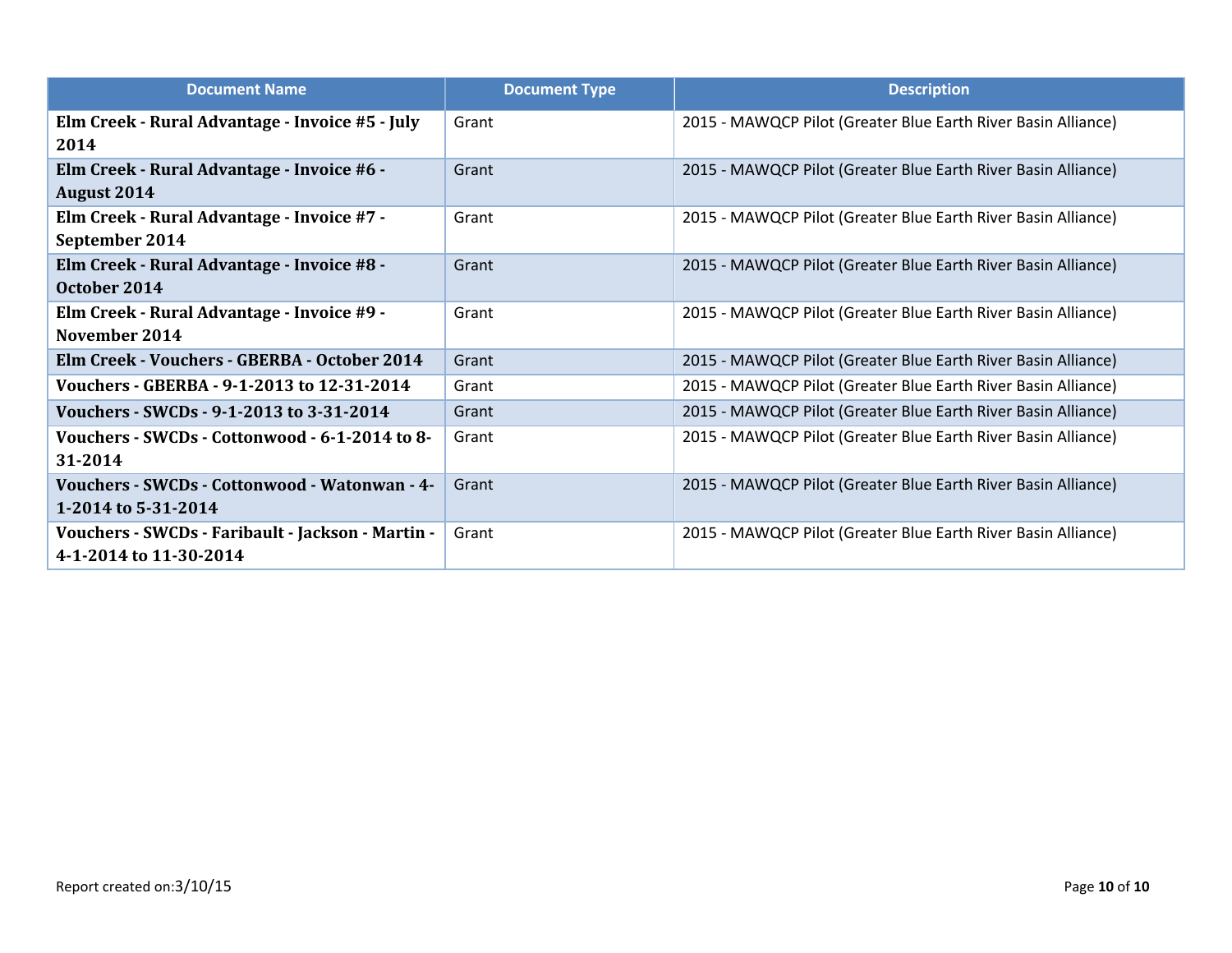| Document Name | Document Type | Description |
|---|---|---|
| **Elm Creek - Rural Advantage - Invoice #5 - July 2014** | Grant | 2015 - MAWQCP Pilot (Greater Blue Earth River Basin Alliance) |
| **Elm Creek - Rural Advantage - Invoice #6 - August 2014** | Grant | 2015 - MAWQCP Pilot (Greater Blue Earth River Basin Alliance) |
| **Elm Creek - Rural Advantage - Invoice #7 - September 2014** | Grant | 2015 - MAWQCP Pilot (Greater Blue Earth River Basin Alliance) |
| **Elm Creek - Rural Advantage - Invoice #8 - October 2014** | Grant | 2015 - MAWQCP Pilot (Greater Blue Earth River Basin Alliance) |
| **Elm Creek - Rural Advantage - Invoice #9 - November 2014** | Grant | 2015 - MAWQCP Pilot (Greater Blue Earth River Basin Alliance) |
| **Elm Creek - Vouchers - GBERBA - October 2014** | Grant | 2015 - MAWQCP Pilot (Greater Blue Earth River Basin Alliance) |
| **Vouchers - GBERBA - 9-1-2013 to 12-31-2014** | Grant | 2015 - MAWQCP Pilot (Greater Blue Earth River Basin Alliance) |
| **Vouchers - SWCDs - 9-1-2013 to 3-31-2014** | Grant | 2015 - MAWQCP Pilot (Greater Blue Earth River Basin Alliance) |
| **Vouchers - SWCDs - Cottonwood - 6-1-2014 to 8-31-2014** | Grant | 2015 - MAWQCP Pilot (Greater Blue Earth River Basin Alliance) |
| **Vouchers - SWCDs - Cottonwood - Watonwan - 4-1-2014 to 5-31-2014** | Grant | 2015 - MAWQCP Pilot (Greater Blue Earth River Basin Alliance) |
| **Vouchers - SWCDs - Faribault - Jackson - Martin - 4-1-2014 to 11-30-2014** | Grant | 2015 - MAWQCP Pilot (Greater Blue Earth River Basin Alliance) |

Report created on:3/10/15